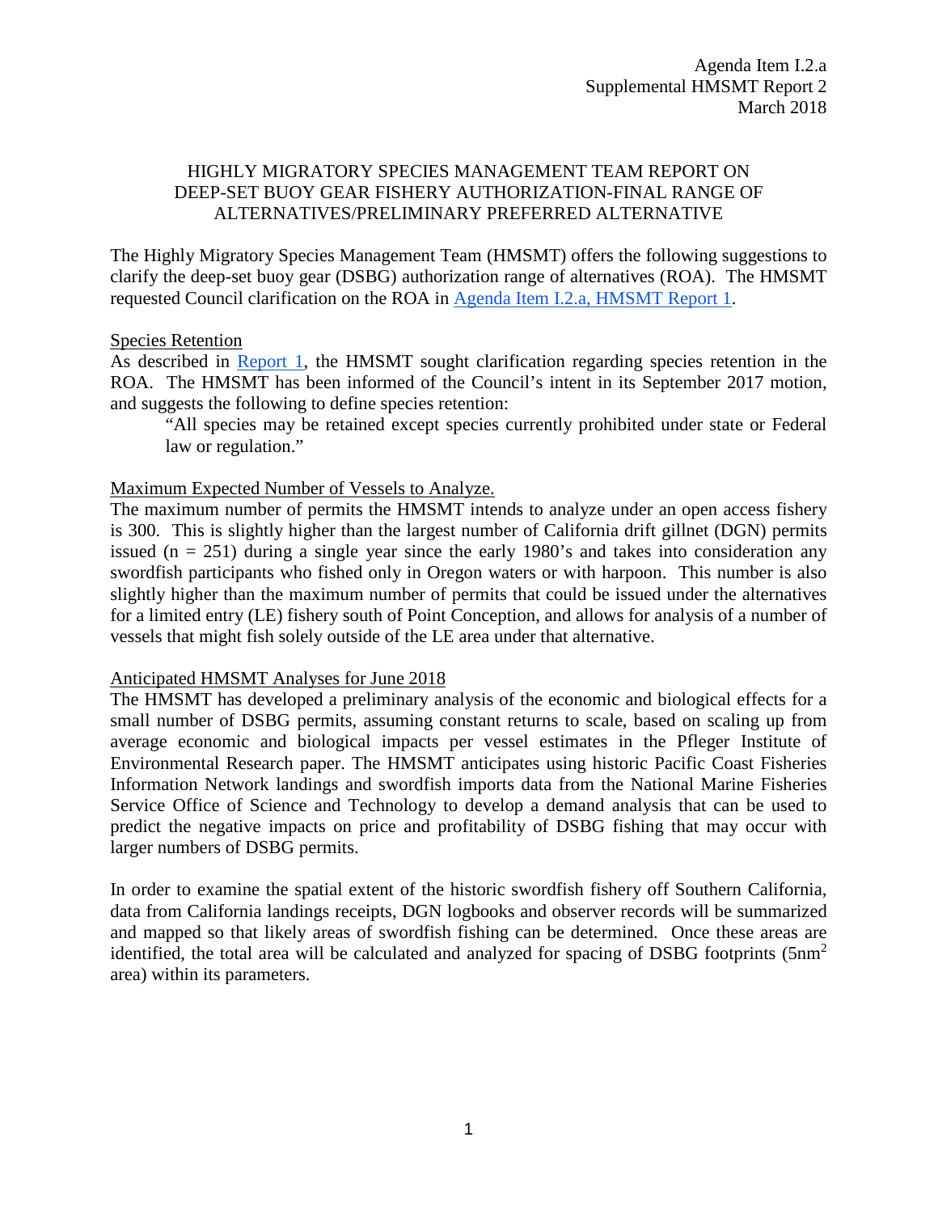Agenda Item I.2.a
Supplemental HMSMT Report 2
March 2018

# HIGHLY MIGRATORY SPECIES MANAGEMENT TEAM REPORT ON DEEP-SET BUOY GEAR FISHERY AUTHORIZATION-FINAL RANGE OF ALTERNATIVES/PRELIMINARY PREFERRED ALTERNATIVE

The Highly Migratory Species Management Team (HMSMT) offers the following suggestions to clarify the deep-set buoy gear (DSBG) authorization range of alternatives (ROA). The HMSMT requested Council clarification on the ROA in Agenda Item I.2.a, HMSMT Report 1.

## Species Retention

As described in Report 1, the HMSMT sought clarification regarding species retention in the ROA. The HMSMT has been informed of the Council's intent in its September 2017 motion, and suggests the following to define species retention:

> "All species may be retained except species currently prohibited under state or Federal law or regulation."

## Maximum Expected Number of Vessels to Analyze.

The maximum number of permits the HMSMT intends to analyze under an open access fishery is 300. This is slightly higher than the largest number of California drift gillnet (DGN) permits issued (n = 251) during a single year since the early 1980's and takes into consideration any swordfish participants who fished only in Oregon waters or with harpoon. This number is also slightly higher than the maximum number of permits that could be issued under the alternatives for a limited entry (LE) fishery south of Point Conception, and allows for analysis of a number of vessels that might fish solely outside of the LE area under that alternative.

## Anticipated HMSMT Analyses for June 2018

The HMSMT has developed a preliminary analysis of the economic and biological effects for a small number of DSBG permits, assuming constant returns to scale, based on scaling up from average economic and biological impacts per vessel estimates in the Pfleger Institute of Environmental Research paper. The HMSMT anticipates using historic Pacific Coast Fisheries Information Network landings and swordfish imports data from the National Marine Fisheries Service Office of Science and Technology to develop a demand analysis that can be used to predict the negative impacts on price and profitability of DSBG fishing that may occur with larger numbers of DSBG permits.

In order to examine the spatial extent of the historic swordfish fishery off Southern California, data from California landings receipts, DGN logbooks and observer records will be summarized and mapped so that likely areas of swordfish fishing can be determined. Once these areas are identified, the total area will be calculated and analyzed for spacing of DSBG footprints ($5nm^2$ area) within its parameters.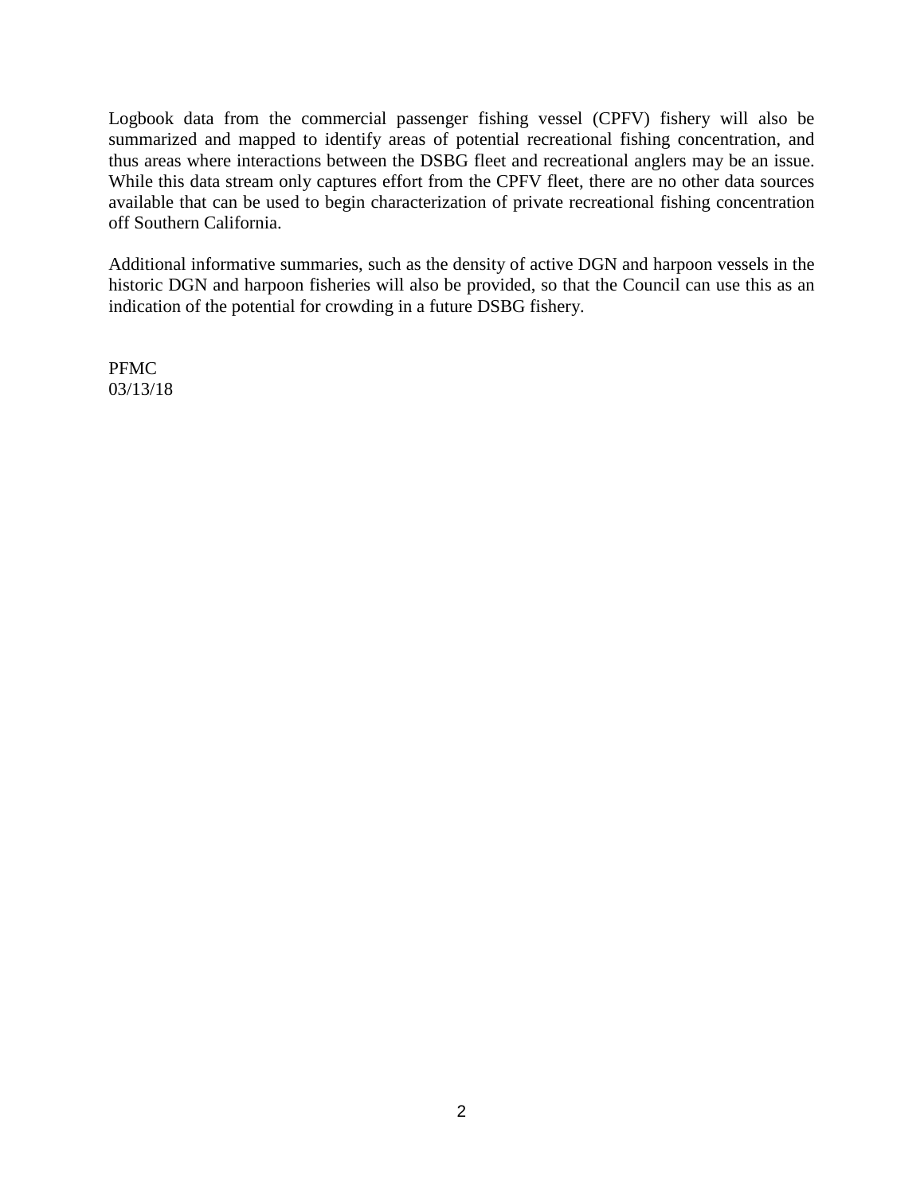Logbook data from the commercial passenger fishing vessel (CPFV) fishery will also be summarized and mapped to identify areas of potential recreational fishing concentration, and thus areas where interactions between the DSBG fleet and recreational anglers may be an issue. While this data stream only captures effort from the CPFV fleet, there are no other data sources available that can be used to begin characterization of private recreational fishing concentration off Southern California.

Additional informative summaries, such as the density of active DGN and harpoon vessels in the historic DGN and harpoon fisheries will also be provided, so that the Council can use this as an indication of the potential for crowding in a future DSBG fishery.

PFMC
03/13/18